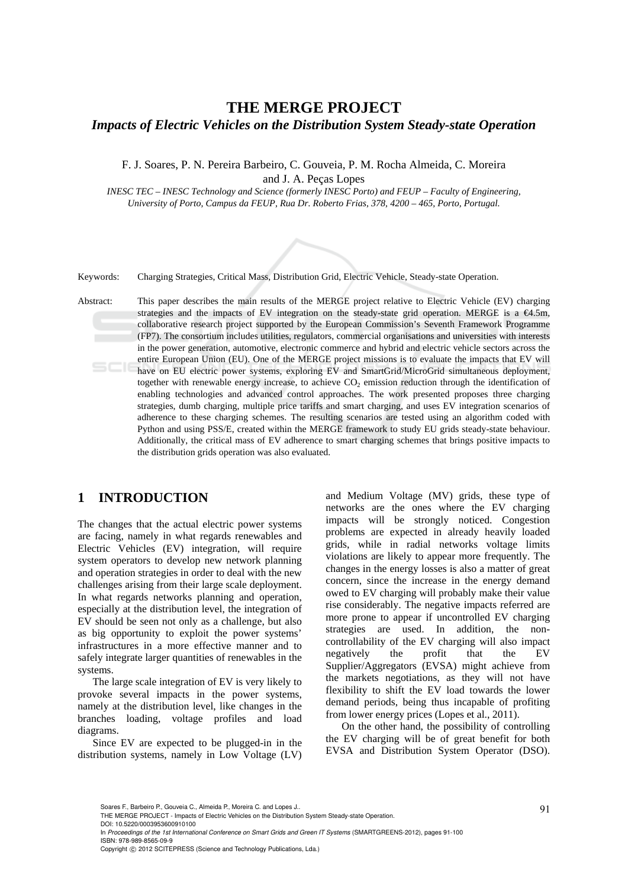# THE MERGE PROJECT

## *Impacts of Electric Vehicles on the Distribution System Steady-state Operation*

F. J. Soares, P. N. Pereira Barbeiro, C. Gouveia, P. M. Rocha Almeida, C. Moreira and J. A. Peças Lopes

*INESC TEC – INESC Technology and Science (formerly INESC Porto) and FEUP – Faculty of Engineering, University of Porto, Campus da FEUP, Rua Dr. Roberto Frias, 378, 4200 – 465, Porto, Portugal.*

Keywords: Charging Strategies, Critical Mass, Distribution Grid, Electric Vehicle, Steady-state Operation.

Abstract: This paper describes the main results of the MERGE project relative to Electric Vehicle (EV) charging strategies and the impacts of EV integration on the steady-state grid operation. MERGE is a €4.5m, collaborative research project supported by the European Commission's Seventh Framework Programme (FP7). The consortium includes utilities, regulators, commercial organisations and universities with interests in the power generation, automotive, electronic commerce and hybrid and electric vehicle sectors across the entire European Union (EU). One of the MERGE project missions is to evaluate the impacts that EV will have on EU electric power systems, exploring EV and SmartGrid/MicroGrid simultaneous deployment, together with renewable energy increase, to achieve $CO_2$ emission reduction through the identification of enabling technologies and advanced control approaches. The work presented proposes three charging strategies, dumb charging, multiple price tariffs and smart charging, and uses EV integration scenarios of adherence to these charging schemes. The resulting scenarios are tested using an algorithm coded with Python and using PSS/E, created within the MERGE framework to study EU grids steady-state behaviour. Additionally, the critical mass of EV adherence to smart charging schemes that brings positive impacts to the distribution grids operation was also evaluated.

## 1 INTRODUCTION

The changes that the actual electric power systems are facing, namely in what regards renewables and Electric Vehicles (EV) integration, will require system operators to develop new network planning and operation strategies in order to deal with the new challenges arising from their large scale deployment. In what regards networks planning and operation, especially at the distribution level, the integration of EV should be seen not only as a challenge, but also as big opportunity to exploit the power systems' infrastructures in a more effective manner and to safely integrate larger quantities of renewables in the systems.

The large scale integration of EV is very likely to provoke several impacts in the power systems, namely at the distribution level, like changes in the branches loading, voltage profiles and load diagrams.

Since EV are expected to be plugged-in in the distribution systems, namely in Low Voltage (LV) and Medium Voltage (MV) grids, these type of networks are the ones where the EV charging impacts will be strongly noticed. Congestion problems are expected in already heavily loaded grids, while in radial networks voltage limits violations are likely to appear more frequently. The changes in the energy losses is also a matter of great concern, since the increase in the energy demand owed to EV charging will probably make their value rise considerably. The negative impacts referred are more prone to appear if uncontrolled EV charging strategies are used. In addition, the non-controllability of the EV charging will also impact negatively the profit that the EV Supplier/Aggregators (EVSA) might achieve from the markets negotiations, as they will not have flexibility to shift the EV load towards the lower demand periods, being thus incapable of profiting from lower energy prices (Lopes et al., 2011).

On the other hand, the possibility of controlling the EV charging will be of great benefit for both EVSA and Distribution System Operator (DSO).

Soares F., Barbeiro P., Gouveia C., Almeida P., Moreira C. and Lopes J..
THE MERGE PROJECT - Impacts of Electric Vehicles on the Distribution System Steady-state Operation.
DOI: 10.5220/0003953600910100
In *Proceedings of the 1st International Conference on Smart Grids and Green IT Systems* (SMARTGREENS-2012), pages 91-100
ISBN: 978-989-8565-09-9
Copyright © 2012 SCITEPRESS (Science and Technology Publications, Lda.)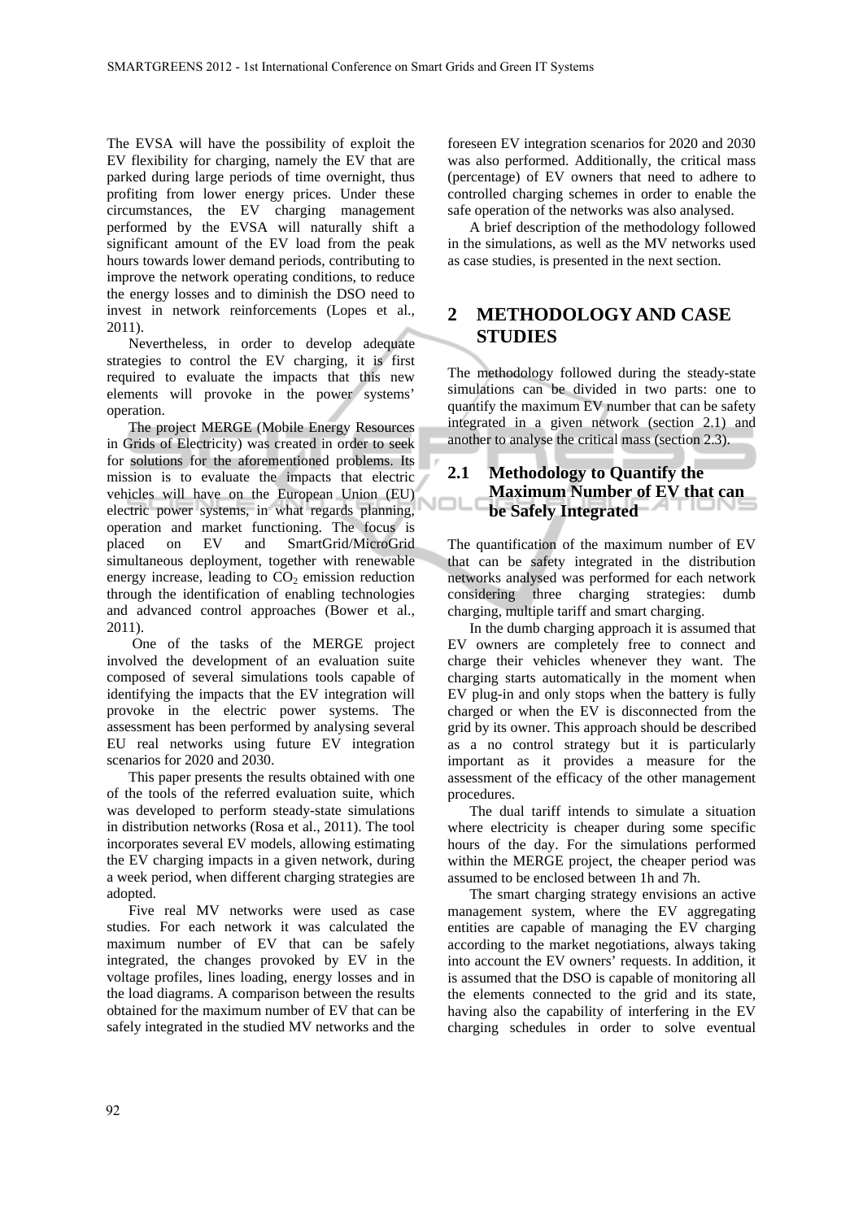The EVSA will have the possibility of exploit the EV flexibility for charging, namely the EV that are parked during large periods of time overnight, thus profiting from lower energy prices. Under these circumstances, the EV charging management performed by the EVSA will naturally shift a significant amount of the EV load from the peak hours towards lower demand periods, contributing to improve the network operating conditions, to reduce the energy losses and to diminish the DSO need to invest in network reinforcements (Lopes et al., 2011).

Nevertheless, in order to develop adequate strategies to control the EV charging, it is first required to evaluate the impacts that this new elements will provoke in the power systems' operation.

The project MERGE (Mobile Energy Resources in Grids of Electricity) was created in order to seek for solutions for the aforementioned problems. Its mission is to evaluate the impacts that electric vehicles will have on the European Union (EU) electric power systems, in what regards planning, operation and market functioning. The focus is placed on EV and SmartGrid/MicroGrid simultaneous deployment, together with renewable energy increase, leading to $CO_2$ emission reduction through the identification of enabling technologies and advanced control approaches (Bower et al., 2011).

One of the tasks of the MERGE project involved the development of an evaluation suite composed of several simulations tools capable of identifying the impacts that the EV integration will provoke in the electric power systems. The assessment has been performed by analysing several EU real networks using future EV integration scenarios for 2020 and 2030.

This paper presents the results obtained with one of the tools of the referred evaluation suite, which was developed to perform steady-state simulations in distribution networks (Rosa et al., 2011). The tool incorporates several EV models, allowing estimating the EV charging impacts in a given network, during a week period, when different charging strategies are adopted.

Five real MV networks were used as case studies. For each network it was calculated the maximum number of EV that can be safely integrated, the changes provoked by EV in the voltage profiles, lines loading, energy losses and in the load diagrams. A comparison between the results obtained for the maximum number of EV that can be safely integrated in the studied MV networks and the foreseen EV integration scenarios for 2020 and 2030 was also performed. Additionally, the critical mass (percentage) of EV owners that need to adhere to controlled charging schemes in order to enable the safe operation of the networks was also analysed.

A brief description of the methodology followed in the simulations, as well as the MV networks used as case studies, is presented in the next section.

## 2 METHODOLOGY AND CASE STUDIES

The methodology followed during the steady-state simulations can be divided in two parts: one to quantify the maximum EV number that can be safety integrated in a given network (section 2.1) and another to analyse the critical mass (section 2.3).

### 2.1 Methodology to Quantify the Maximum Number of EV that can be Safely Integrated

The quantification of the maximum number of EV that can be safety integrated in the distribution networks analysed was performed for each network considering three charging strategies: dumb charging, multiple tariff and smart charging.

In the dumb charging approach it is assumed that EV owners are completely free to connect and charge their vehicles whenever they want. The charging starts automatically in the moment when EV plug-in and only stops when the battery is fully charged or when the EV is disconnected from the grid by its owner. This approach should be described as a no control strategy but it is particularly important as it provides a measure for the assessment of the efficacy of the other management procedures.

The dual tariff intends to simulate a situation where electricity is cheaper during some specific hours of the day. For the simulations performed within the MERGE project, the cheaper period was assumed to be enclosed between 1h and 7h.

The smart charging strategy envisions an active management system, where the EV aggregating entities are capable of managing the EV charging according to the market negotiations, always taking into account the EV owners' requests. In addition, it is assumed that the DSO is capable of monitoring all the elements connected to the grid and its state, having also the capability of interfering in the EV charging schedules in order to solve eventual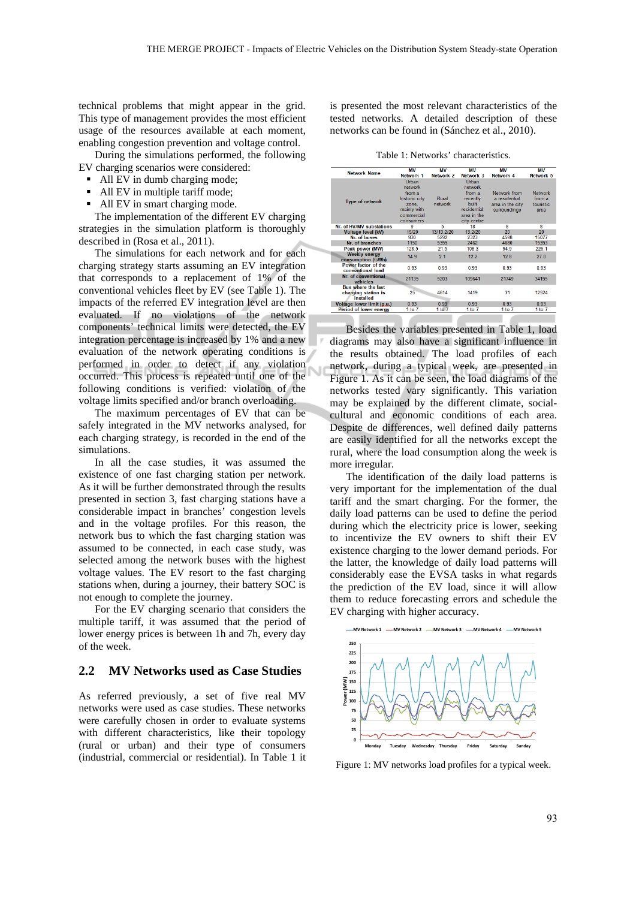technical problems that might appear in the grid. This type of management provides the most efficient usage of the resources available at each moment, enabling congestion prevention and voltage control.

During the simulations performed, the following EV charging scenarios were considered:

- All EV in dumb charging mode;
- All EV in multiple tariff mode;
- All EV in smart charging mode.

The implementation of the different EV charging strategies in the simulation platform is thoroughly described in (Rosa et al., 2011).

The simulations for each network and for each charging strategy starts assuming an EV integration that corresponds to a replacement of 1% of the conventional vehicles fleet by EV (see Table 1). The impacts of the referred EV integration level are then evaluated. If no violations of the network components' technical limits were detected, the EV integration percentage is increased by 1% and a new evaluation of the network operating conditions is performed in order to detect if any violation occurred. This process is repeated until one of the following conditions is verified: violation of the voltage limits specified and/or branch overloading.

The maximum percentages of EV that can be safely integrated in the MV networks analysed, for each charging strategy, is recorded in the end of the simulations.

In all the case studies, it was assumed the existence of one fast charging station per network. As it will be further demonstrated through the results presented in section 3, fast charging stations have a considerable impact in branches' congestion levels and in the voltage profiles. For this reason, the network bus to which the fast charging station was assumed to be connected, in each case study, was selected among the network buses with the highest voltage values. The EV resort to the fast charging stations when, during a journey, their battery SOC is not enough to complete the journey.

For the EV charging scenario that considers the multiple tariff, it was assumed that the period of lower energy prices is between 1h and 7h, every day of the week.

## 2.2 MV Networks used as Case Studies

As referred previously, a set of five real MV networks were used as case studies. These networks were carefully chosen in order to evaluate systems with different characteristics, like their topology (rural or urban) and their type of consumers (industrial, commercial or residential). In Table 1 it is presented the most relevant characteristics of the tested networks. A detailed description of these networks can be found in (Sánchez et al., 2010).

Table 1: Networks' characteristics.

| Network Name | MV Network 1 | MV Network 2 | MV Network 3 | MV Network 4 | MV Network 5 |
|---|---|---|---|---|---|
| Type of network | Urban network from a historic city zone, mainly with commercial consumers | Rural network | Urban network from a recently built residential area in the city centre | Network from a residential area in the city surroundings | Network from a touristic area |
| Nr. of HV/MV substations | 9 | 5 | 18 | 8 | 8 |
| Voltage level (kV) | 15/20 | 13/13.2/20 | 13.2/20 | 20 | 20 |
| Nr. of buses | 930 | 5292 | 2323 | 4598 | 15077 |
| Nr. of branches | 1150 | 5355 | 2462 | 4680 | 15353 |
| Peak power (MW) | 128.5 | 21.5 | 108.3 | 94.9 | 226.1 |
| Weekly energy consumption (GWh) | 14.9 | 2.1 | 12.2 | 12.8 | 27.0 |
| Power factor of the conventional load | 0.93 | 0.93 | 0.93 | 0.93 | 0.93 |
| Nr. of conventional vehicles | 21135 | 5203 | 109641 | 21749 | 34155 |
| Bus where the fast charging station is installed | 25 | 4614 | 1419 | 31 | 12524 |
| Voltage lower limit (p.u.) | 0.93 | 0.93 | 0.93 | 0.93 | 0.93 |
| Period of lower energy | 1 to 7 | 1 to 7 | 1 to 7 | 1 to 7 | 1 to 7 |

Besides the variables presented in Table 1, load diagrams may also have a significant influence in the results obtained. The load profiles of each network, during a typical week, are presented in Figure 1. As it can be seen, the load diagrams of the networks tested vary significantly. This variation may be explained by the different climate, social-cultural and economic conditions of each area. Despite de differences, well defined daily patterns are easily identified for all the networks except the rural, where the load consumption along the week is more irregular.

The identification of the daily load patterns is very important for the implementation of the dual tariff and the smart charging. For the former, the daily load patterns can be used to define the period during which the electricity price is lower, seeking to incentivize the EV owners to shift their EV existence charging to the lower demand periods. For the latter, the knowledge of daily load patterns will considerably ease the EVSA tasks in what regards the prediction of the EV load, since it will allow them to reduce forecasting errors and schedule the EV charging with higher accuracy.

Figure 1: MV networks load profiles for a typical week.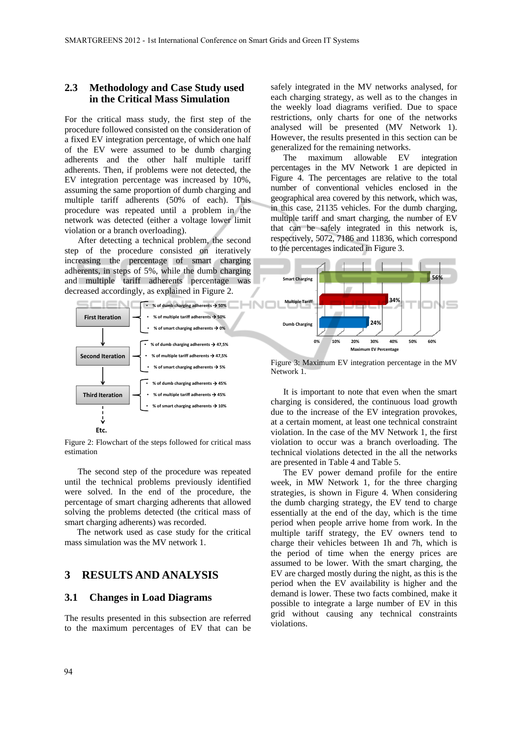### 2.3 Methodology and Case Study used in the Critical Mass Simulation

For the critical mass study, the first step of the procedure followed consisted on the consideration of a fixed EV integration percentage, of which one half of the EV were assumed to be dumb charging adherents and the other half multiple tariff adherents. Then, if problems were not detected, the EV integration percentage was increased by 10%, assuming the same proportion of dumb charging and multiple tariff adherents (50% of each). This procedure was repeated until a problem in the network was detected (either a voltage lower limit violation or a branch overloading).

After detecting a technical problem, the second step of the procedure consisted on iteratively increasing the percentage of smart charging adherents, in steps of 5%, while the dumb charging and multiple tariff adherents percentage was decreased accordingly, as explained in Figure 2.

Figure 2: Flowchart of the steps followed for critical mass estimation

The second step of the procedure was repeated until the technical problems previously identified were solved. In the end of the procedure, the percentage of smart charging adherents that allowed solving the problems detected (the critical mass of smart charging adherents) was recorded.

The network used as case study for the critical mass simulation was the MV network 1.

## 3 RESULTS AND ANALYSIS

### 3.1 Changes in Load Diagrams

The results presented in this subsection are referred to the maximum percentages of EV that can be safely integrated in the MV networks analysed, for each charging strategy, as well as to the changes in the weekly load diagrams verified. Due to space restrictions, only charts for one of the networks analysed will be presented (MV Network 1). However, the results presented in this section can be generalized for the remaining networks.

The maximum allowable EV integration percentages in the MV Network 1 are depicted in Figure 4. The percentages are relative to the total number of conventional vehicles enclosed in the geographical area covered by this network, which was, in this case, 21135 vehicles. For the dumb charging, multiple tariff and smart charging, the number of EV that can be safely integrated in this network is, respectively, 5072, 7186 and 11836, which correspond to the percentages indicated in Figure 3.

Figure 3: Maximum EV integration percentage in the MV Network 1.

It is important to note that even when the smart charging is considered, the continuous load growth due to the increase of the EV integration provokes, at a certain moment, at least one technical constraint violation. In the case of the MV Network 1, the first violation to occur was a branch overloading. The technical violations detected in the all the networks are presented in Table 4 and Table 5.

The EV power demand profile for the entire week, in MW Network 1, for the three charging strategies, is shown in Figure 4. When considering the dumb charging strategy, the EV tend to charge essentially at the end of the day, which is the time period when people arrive home from work. In the multiple tariff strategy, the EV owners tend to charge their vehicles between 1h and 7h, which is the period of time when the energy prices are assumed to be lower. With the smart charging, the EV are charged mostly during the night, as this is the period when the EV availability is higher and the demand is lower. These two facts combined, make it possible to integrate a large number of EV in this grid without causing any technical constraints violations.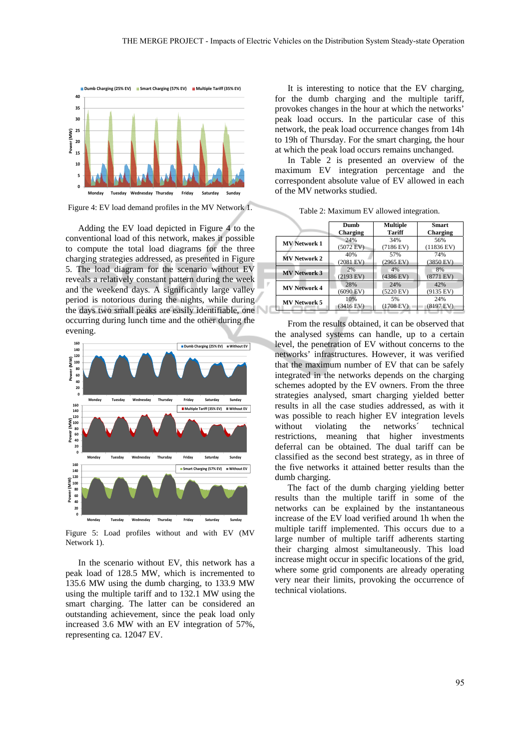Figure 4: EV load demand profiles in the MV Network 1.

Adding the EV load depicted in Figure 4 to the conventional load of this network, makes it possible to compute the total load diagrams for the three charging strategies addressed, as presented in Figure 5. The load diagram for the scenario without EV reveals a relatively constant pattern during the week and the weekend days. A significantly large valley period is notorious during the nights, while during the days two small peaks are easily identifiable, one occurring during lunch time and the other during the evening.

Figure 5: Load profiles without and with EV (MV Network 1).

In the scenario without EV, this network has a peak load of 128.5 MW, which is incremented to 135.6 MW using the dumb charging, to 133.9 MW using the multiple tariff and to 132.1 MW using the smart charging. The latter can be considered an outstanding achievement, since the peak load only increased 3.6 MW with an EV integration of 57%, representing ca. 12047 EV.

It is interesting to notice that the EV charging, for the dumb charging and the multiple tariff, provokes changes in the hour at which the networks' peak load occurs. In the particular case of this network, the peak load occurrence changes from 14h to 19h of Thursday. For the smart charging, the hour at which the peak load occurs remains unchanged.

In Table 2 is presented an overview of the maximum EV integration percentage and the correspondent absolute value of EV allowed in each of the MV networks studied.

Table 2: Maximum EV allowed integration.

| | Dumb Charging | Multiple Tariff | Smart Charging |
|---|---|---|---|
| **MV Network 1** | 24% (5072 EV) | 34% (7186 EV) | 56% (11836 EV) |
| **MV Network 2** | 40% (2081 EV) | 57% (2965 EV) | 74% (3850 EV) |
| **MV Network 3** | 2% (2193 EV) | 4% (4386 EV) | 8% (8771 EV) |
| **MV Network 4** | 28% (6090 EV) | 24% (5220 EV) | 42% (9135 EV) |
| **MV Network 5** | 10% (3416 EV) | 5% (1708 EV) | 24% (8197 EV) |

From the results obtained, it can be observed that the analysed systems can handle, up to a certain level, the penetration of EV without concerns to the networks' infrastructures. However, it was verified that the maximum number of EV that can be safely integrated in the networks depends on the charging schemes adopted by the EV owners. From the three strategies analysed, smart charging yielded better results in all the case studies addressed, as with it was possible to reach higher EV integration levels without violating the networks´ technical restrictions, meaning that higher investments deferral can be obtained. The dual tariff can be classified as the second best strategy, as in three of the five networks it attained better results than the dumb charging.

The fact of the dumb charging yielding better results than the multiple tariff in some of the networks can be explained by the instantaneous increase of the EV load verified around 1h when the multiple tariff implemented. This occurs due to a large number of multiple tariff adherents starting their charging almost simultaneously. This load increase might occur in specific locations of the grid, where some grid components are already operating very near their limits, provoking the occurrence of technical violations.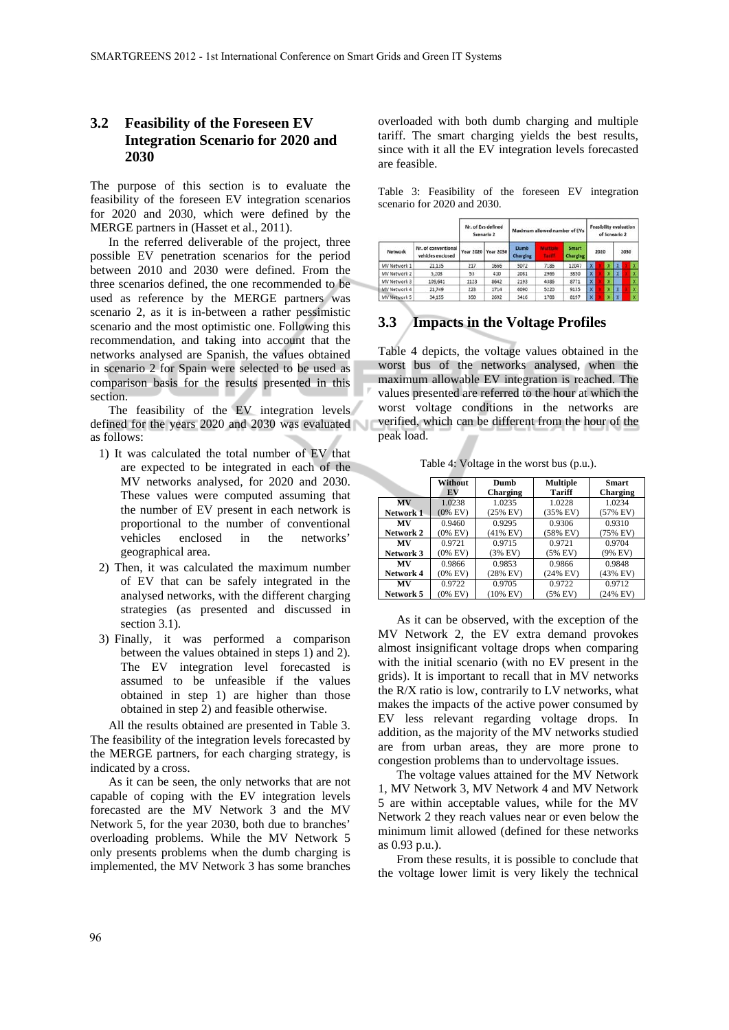### 3.2 Feasibility of the Foreseen EV Integration Scenario for 2020 and 2030

The purpose of this section is to evaluate the feasibility of the foreseen EV integration scenarios for 2020 and 2030, which were defined by the MERGE partners in (Hasset et al., 2011).

In the referred deliverable of the project, three possible EV penetration scenarios for the period between 2010 and 2030 were defined. From the three scenarios defined, the one recommended to be used as reference by the MERGE partners was scenario 2, as it is in-between a rather pessimistic scenario and the most optimistic one. Following this recommendation, and taking into account that the networks analysed are Spanish, the values obtained in scenario 2 for Spain were selected to be used as comparison basis for the results presented in this section.

The feasibility of the EV integration levels defined for the years 2020 and 2030 was evaluated as follows:

1) It was calculated the total number of EV that are expected to be integrated in each of the MV networks analysed, for 2020 and 2030. These values were computed assuming that the number of EV present in each network is proportional to the number of conventional vehicles enclosed in the networks' geographical area.
2) Then, it was calculated the maximum number of EV that can be safely integrated in the analysed networks, with the different charging strategies (as presented and discussed in section 3.1).
3) Finally, it was performed a comparison between the values obtained in steps 1) and 2). The EV integration level forecasted is assumed to be unfeasible if the values obtained in step 1) are higher than those obtained in step 2) and feasible otherwise.

All the results obtained are presented in Table 3. The feasibility of the integration levels forecasted by the MERGE partners, for each charging strategy, is indicated by a cross.

As it can be seen, the only networks that are not capable of coping with the EV integration levels forecasted are the MV Network 3 and the MV Network 5, for the year 2030, both due to branches' overloading problems. While the MV Network 5 only presents problems when the dumb charging is implemented, the MV Network 3 has some branches overloaded with both dumb charging and multiple tariff. The smart charging yields the best results, since with it all the EV integration levels forecasted are feasible.

Table 3: Feasibility of the foreseen EV integration scenario for 2020 and 2030.

| Network | Nr. of conventional vehicles enclosed | Nr. of Evs defined Scenario 2 | | Maximum allowed number of EVs | | | Feasibility evaluation of Scenario 2 | | | | | |
|---|---|---|---|---|---|---|---|---|---|---|---|---|
| | | Year 2020 | Year 2030 | Dumb Charging | Multiple Tariff | Smart Charging | 2020 | | | 2030 | | |
| MV Network 1 | 21,135 | 217 | 1666 | 5072 | 7186 | 12047 | X | X | X | X | X | X |
| MV Network 2 | 5,203 | 53 | 410 | 2081 | 2966 | 3850 | X | X | X | X | X | X |
| MV Network 3 | 109,641 | 1123 | 8642 | 2193 | 4385 | 8771 | X | X | X | | | X |
| MV Network 4 | 21,749 | 223 | 1714 | 6090 | 5120 | 9135 | X | X | X | X | X | X |
| MV Network 5 | 34,155 | 350 | 2692 | 3416 | 1708 | 8197 | X | X | X | X | | X |

### 3.3 Impacts in the Voltage Profiles

Table 4 depicts, the voltage values obtained in the worst bus of the networks analysed, when the maximum allowable EV integration is reached. The values presented are referred to the hour at which the worst voltage conditions in the networks are verified, which can be different from the hour of the peak load.

Table 4: Voltage in the worst bus (p.u.).

| | Without EV | Dumb Charging | Multiple Tariff | Smart Charging |
|---|---|---|---|---|
| MV Network 1 | 1.0238 (0% EV) | 1.0235 (25% EV) | 1.0228 (35% EV) | 1.0234 (57% EV) |
| MV Network 2 | 0.9460 (0% EV) | 0.9295 (41% EV) | 0.9306 (58% EV) | 0.9310 (75% EV) |
| MV Network 3 | 0.9721 (0% EV) | 0.9715 (3% EV) | 0.9721 (5% EV) | 0.9704 (9% EV) |
| MV Network 4 | 0.9866 (0% EV) | 0.9853 (28% EV) | 0.9866 (24% EV) | 0.9848 (43% EV) |
| MV Network 5 | 0.9722 (0% EV) | 0.9705 (10% EV) | 0.9722 (5% EV) | 0.9712 (24% EV) |

As it can be observed, with the exception of the MV Network 2, the EV extra demand provokes almost insignificant voltage drops when comparing with the initial scenario (with no EV present in the grids). It is important to recall that in MV networks the R/X ratio is low, contrarily to LV networks, what makes the impacts of the active power consumed by EV less relevant regarding voltage drops. In addition, as the majority of the MV networks studied are from urban areas, they are more prone to congestion problems than to undervoltage issues.

The voltage values attained for the MV Network 1, MV Network 3, MV Network 4 and MV Network 5 are within acceptable values, while for the MV Network 2 they reach values near or even below the minimum limit allowed (defined for these networks as 0.93 p.u.).

From these results, it is possible to conclude that the voltage lower limit is very likely the technical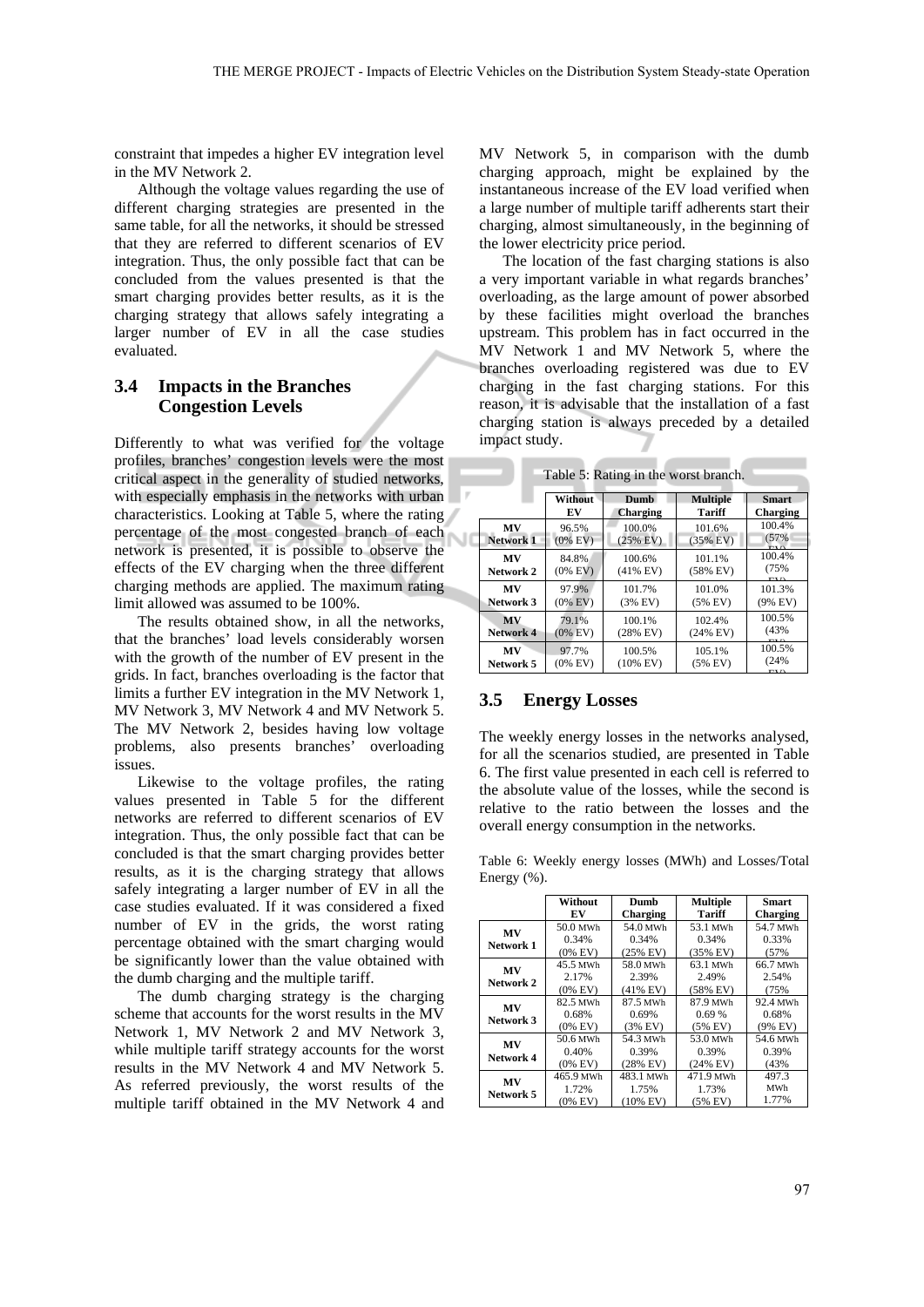constraint that impedes a higher EV integration level in the MV Network 2.

Although the voltage values regarding the use of different charging strategies are presented in the same table, for all the networks, it should be stressed that they are referred to different scenarios of EV integration. Thus, the only possible fact that can be concluded from the values presented is that the smart charging provides better results, as it is the charging strategy that allows safely integrating a larger number of EV in all the case studies evaluated.

## 3.4 Impacts in the Branches Congestion Levels

Differently to what was verified for the voltage profiles, branches' congestion levels were the most critical aspect in the generality of studied networks, with especially emphasis in the networks with urban characteristics. Looking at Table 5, where the rating percentage of the most congested branch of each network is presented, it is possible to observe the effects of the EV charging when the three different charging methods are applied. The maximum rating limit allowed was assumed to be 100%.

The results obtained show, in all the networks, that the branches' load levels considerably worsen with the growth of the number of EV present in the grids. In fact, branches overloading is the factor that limits a further EV integration in the MV Network 1, MV Network 3, MV Network 4 and MV Network 5. The MV Network 2, besides having low voltage problems, also presents branches' overloading issues.

Likewise to the voltage profiles, the rating values presented in Table 5 for the different networks are referred to different scenarios of EV integration. Thus, the only possible fact that can be concluded is that the smart charging provides better results, as it is the charging strategy that allows safely integrating a larger number of EV in all the case studies evaluated. If it was considered a fixed number of EV in the grids, the worst rating percentage obtained with the smart charging would be significantly lower than the value obtained with the dumb charging and the multiple tariff.

The dumb charging strategy is the charging scheme that accounts for the worst results in the MV Network 1, MV Network 2 and MV Network 3, while multiple tariff strategy accounts for the worst results in the MV Network 4 and MV Network 5. As referred previously, the worst results of the multiple tariff obtained in the MV Network 4 and MV Network 5, in comparison with the dumb charging approach, might be explained by the instantaneous increase of the EV load verified when a large number of multiple tariff adherents start their charging, almost simultaneously, in the beginning of the lower electricity price period.

The location of the fast charging stations is also a very important variable in what regards branches' overloading, as the large amount of power absorbed by these facilities might overload the branches upstream. This problem has in fact occurred in the MV Network 1 and MV Network 5, where the branches overloading registered was due to EV charging in the fast charging stations. For this reason, it is advisable that the installation of a fast charging station is always preceded by a detailed impact study.

Table 5: Rating in the worst branch.

| | Without EV | Dumb Charging | Multiple Tariff | Smart Charging |
|---|---|---|---|---|
| **MV Network 1** | 96.5% (0% EV) | 100.0% (25% EV) | 101.6% (35% EV) | 100.4% (57% EV) |
| **MV Network 2** | 84.8% (0% EV) | 100.6% (41% EV) | 101.1% (58% EV) | 100.4% (75% EV) |
| **MV Network 3** | 97.9% (0% EV) | 101.7% (3% EV) | 101.0% (5% EV) | 101.3% (9% EV) |
| **MV Network 4** | 79.1% (0% EV) | 100.1% (28% EV) | 102.4% (24% EV) | 100.5% (43% EV) |
| **MV Network 5** | 97.7% (0% EV) | 100.5% (10% EV) | 105.1% (5% EV) | 100.5% (24% EV) |

## 3.5 Energy Losses

The weekly energy losses in the networks analysed, for all the scenarios studied, are presented in Table 6. The first value presented in each cell is referred to the absolute value of the losses, while the second is relative to the ratio between the losses and the overall energy consumption in the networks.

Table 6: Weekly energy losses (MWh) and Losses/Total Energy (%).

| | Without EV | Dumb Charging | Multiple Tariff | Smart Charging |
|---|---|---|---|---|
| **MV Network 1** | 50.0 MWh 0.34% (0% EV) | 54.0 MWh 0.34% (25% EV) | 53.1 MWh 0.34% (35% EV) | 54.7 MWh 0.33% (57% |
| **MV Network 2** | 45.5 MWh 2.17% (0% EV) | 58.0 MWh 2.39% (41% EV) | 63.1 MWh 2.49% (58% EV) | 66.7 MWh 2.54% (75% |
| **MV Network 3** | 82.5 MWh 0.68% (0% EV) | 87.5 MWh 0.69% (3% EV) | 87.9 MWh 0.69 % (5% EV) | 92.4 MWh 0.68% (9% EV) |
| **MV Network 4** | 50.6 MWh 0.40% (0% EV) | 54.3 MWh 0.39% (28% EV) | 53.0 MWh 0.39% (24% EV) | 54.6 MWh 0.39% (43% |
| **MV Network 5** | 465.9 MWh 1.72% (0% EV) | 483.1 MWh 1.75% (10% EV) | 471.9 MWh 1.73% (5% EV) | 497.3 MWh 1.77% |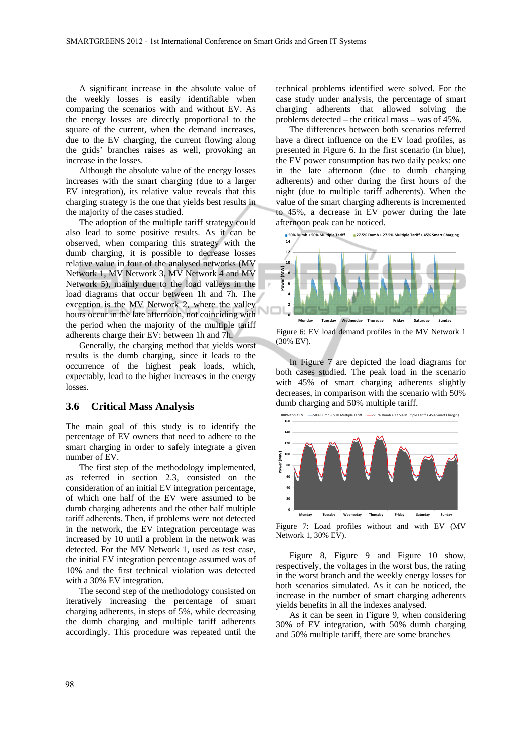A significant increase in the absolute value of the weekly losses is easily identifiable when comparing the scenarios with and without EV. As the energy losses are directly proportional to the square of the current, when the demand increases, due to the EV charging, the current flowing along the grids' branches raises as well, provoking an increase in the losses.

Although the absolute value of the energy losses increases with the smart charging (due to a larger EV integration), its relative value reveals that this charging strategy is the one that yields best results in the majority of the cases studied.

The adoption of the multiple tariff strategy could also lead to some positive results. As it can be observed, when comparing this strategy with the dumb charging, it is possible to decrease losses relative value in four of the analysed networks (MV Network 1, MV Network 3, MV Network 4 and MV Network 5), mainly due to the load valleys in the load diagrams that occur between 1h and 7h. The exception is the MV Network 2, where the valley hours occur in the late afternoon, not coinciding with the period when the majority of the multiple tariff adherents charge their EV: between 1h and 7h.

Generally, the charging method that yields worst results is the dumb charging, since it leads to the occurrence of the highest peak loads, which, expectably, lead to the higher increases in the energy losses.

## 3.6 Critical Mass Analysis

The main goal of this study is to identify the percentage of EV owners that need to adhere to the smart charging in order to safely integrate a given number of EV.

The first step of the methodology implemented, as referred in section 2.3, consisted on the consideration of an initial EV integration percentage, of which one half of the EV were assumed to be dumb charging adherents and the other half multiple tariff adherents. Then, if problems were not detected in the network, the EV integration percentage was increased by 10 until a problem in the network was detected. For the MV Network 1, used as test case, the initial EV integration percentage assumed was of 10% and the first technical violation was detected with a 30% EV integration.

The second step of the methodology consisted on iteratively increasing the percentage of smart charging adherents, in steps of 5%, while decreasing the dumb charging and multiple tariff adherents accordingly. This procedure was repeated until the technical problems identified were solved. For the case study under analysis, the percentage of smart charging adherents that allowed solving the problems detected – the critical mass – was of 45%.

The differences between both scenarios referred have a direct influence on the EV load profiles, as presented in Figure 6. In the first scenario (in blue), the EV power consumption has two daily peaks: one in the late afternoon (due to dumb charging adherents) and other during the first hours of the night (due to multiple tariff adherents). When the value of the smart charging adherents is incremented to 45%, a decrease in EV power during the late afternoon peak can be noticed.

Figure 6: EV load demand profiles in the MV Network 1 (30% EV).

In Figure 7 are depicted the load diagrams for both cases studied. The peak load in the scenario with 45% of smart charging adherents slightly decreases, in comparison with the scenario with 50% dumb charging and 50% multiple tariff.

Figure 7: Load profiles without and with EV (MV Network 1, 30% EV).

Figure 8, Figure 9 and Figure 10 show, respectively, the voltages in the worst bus, the rating in the worst branch and the weekly energy losses for both scenarios simulated. As it can be noticed, the increase in the number of smart charging adherents yields benefits in all the indexes analysed.

As it can be seen in Figure 9, when considering 30% of EV integration, with 50% dumb charging and 50% multiple tariff, there are some branches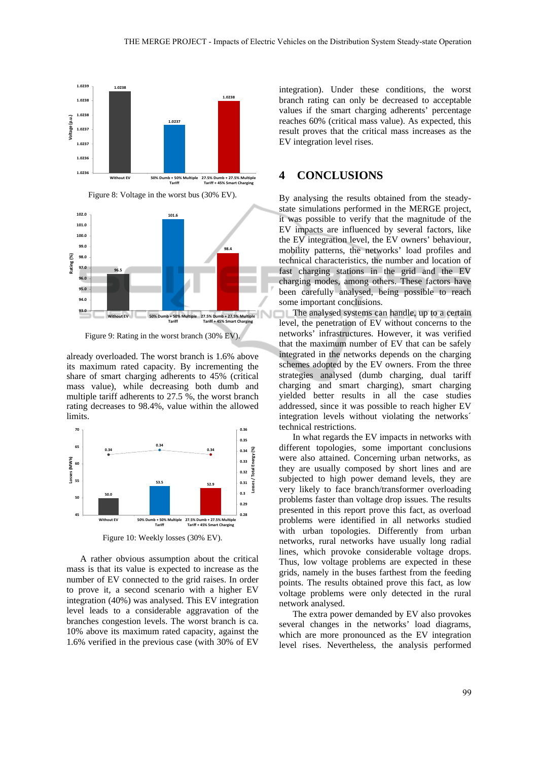Figure 8: Voltage in the worst bus (30% EV).

Figure 9: Rating in the worst branch (30% EV).

already overloaded. The worst branch is 1.6% above its maximum rated capacity. By incrementing the share of smart charging adherents to 45% (critical mass value), while decreasing both dumb and multiple tariff adherents to 27.5 %, the worst branch rating decreases to 98.4%, value within the allowed limits.

Figure 10: Weekly losses (30% EV).

A rather obvious assumption about the critical mass is that its value is expected to increase as the number of EV connected to the grid raises. In order to prove it, a second scenario with a higher EV integration (40%) was analysed. This EV integration level leads to a considerable aggravation of the branches congestion levels. The worst branch is ca. 10% above its maximum rated capacity, against the 1.6% verified in the previous case (with 30% of EV integration). Under these conditions, the worst branch rating can only be decreased to acceptable values if the smart charging adherents' percentage reaches 60% (critical mass value). As expected, this result proves that the critical mass increases as the EV integration level rises.

# 4 CONCLUSIONS

By analysing the results obtained from the steady-state simulations performed in the MERGE project, it was possible to verify that the magnitude of the EV impacts are influenced by several factors, like the EV integration level, the EV owners' behaviour, mobility patterns, the networks' load profiles and technical characteristics, the number and location of fast charging stations in the grid and the EV charging modes, among others. These factors have been carefully analysed, being possible to reach some important conclusions.

The analysed systems can handle, up to a certain level, the penetration of EV without concerns to the networks' infrastructures. However, it was verified that the maximum number of EV that can be safely integrated in the networks depends on the charging schemes adopted by the EV owners. From the three strategies analysed (dumb charging, dual tariff charging and smart charging), smart charging yielded better results in all the case studies addressed, since it was possible to reach higher EV integration levels without violating the networks´ technical restrictions.

In what regards the EV impacts in networks with different topologies, some important conclusions were also attained. Concerning urban networks, as they are usually composed by short lines and are subjected to high power demand levels, they are very likely to face branch/transformer overloading problems faster than voltage drop issues. The results presented in this report prove this fact, as overload problems were identified in all networks studied with urban topologies. Differently from urban networks, rural networks have usually long radial lines, which provoke considerable voltage drops. Thus, low voltage problems are expected in these grids, namely in the buses farthest from the feeding points. The results obtained prove this fact, as low voltage problems were only detected in the rural network analysed.

The extra power demanded by EV also provokes several changes in the networks' load diagrams, which are more pronounced as the EV integration level rises. Nevertheless, the analysis performed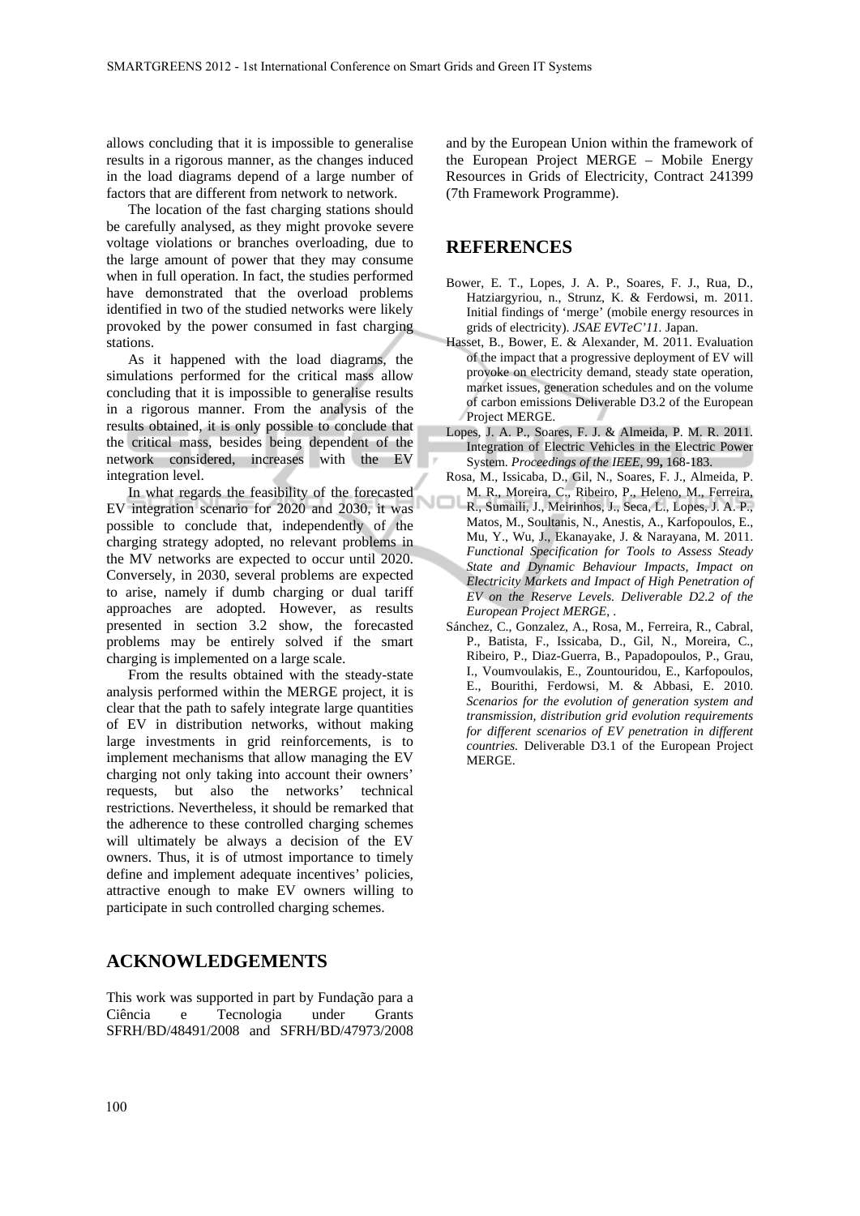allows concluding that it is impossible to generalise results in a rigorous manner, as the changes induced in the load diagrams depend of a large number of factors that are different from network to network.

The location of the fast charging stations should be carefully analysed, as they might provoke severe voltage violations or branches overloading, due to the large amount of power that they may consume when in full operation. In fact, the studies performed have demonstrated that the overload problems identified in two of the studied networks were likely provoked by the power consumed in fast charging stations.

As it happened with the load diagrams, the simulations performed for the critical mass allow concluding that it is impossible to generalise results in a rigorous manner. From the analysis of the results obtained, it is only possible to conclude that the critical mass, besides being dependent of the network considered, increases with the EV integration level.

In what regards the feasibility of the forecasted EV integration scenario for 2020 and 2030, it was possible to conclude that, independently of the charging strategy adopted, no relevant problems in the MV networks are expected to occur until 2020. Conversely, in 2030, several problems are expected to arise, namely if dumb charging or dual tariff approaches are adopted. However, as results presented in section 3.2 show, the forecasted problems may be entirely solved if the smart charging is implemented on a large scale.

From the results obtained with the steady-state analysis performed within the MERGE project, it is clear that the path to safely integrate large quantities of EV in distribution networks, without making large investments in grid reinforcements, is to implement mechanisms that allow managing the EV charging not only taking into account their owners' requests, but also the networks' technical restrictions. Nevertheless, it should be remarked that the adherence to these controlled charging schemes will ultimately be always a decision of the EV owners. Thus, it is of utmost importance to timely define and implement adequate incentives' policies, attractive enough to make EV owners willing to participate in such controlled charging schemes.

## ACKNOWLEDGEMENTS

This work was supported in part by Fundação para a Ciência e Tecnologia under Grants SFRH/BD/48491/2008 and SFRH/BD/47973/2008 and by the European Union within the framework of the European Project MERGE – Mobile Energy Resources in Grids of Electricity, Contract 241399 (7th Framework Programme).

## REFERENCES

Bower, E. T., Lopes, J. A. P., Soares, F. J., Rua, D., Hatziargyriou, n., Strunz, K. & Ferdowsi, m. 2011. Initial findings of 'merge' (mobile energy resources in grids of electricity). *JSAE EVTeC'11*. Japan.

Hasset, B., Bower, E. & Alexander, M. 2011. Evaluation of the impact that a progressive deployment of EV will provoke on electricity demand, steady state operation, market issues, generation schedules and on the volume of carbon emissions Deliverable D3.2 of the European Project MERGE.

Lopes, J. A. P., Soares, F. J. & Almeida, P. M. R. 2011. Integration of Electric Vehicles in the Electric Power System. *Proceedings of the IEEE*, 99**,** 168-183.

Rosa, M., Issicaba, D., Gil, N., Soares, F. J., Almeida, P. M. R., Moreira, C., Ribeiro, P., Heleno, M., Ferreira, R., Sumaili, J., Meirinhos, J., Seca, L., Lopes, J. A. P., Matos, M., Soultanis, N., Anestis, A., Karfopoulos, E., Mu, Y., Wu, J., Ekanayake, J. & Narayana, M. 2011. *Functional Specification for Tools to Assess Steady State and Dynamic Behaviour Impacts, Impact on Electricity Markets and Impact of High Penetration of EV on the Reserve Levels. Deliverable D2.2 of the European Project MERGE*, .

Sánchez, C., Gonzalez, A., Rosa, M., Ferreira, R., Cabral, P., Batista, F., Issicaba, D., Gil, N., Moreira, C., Ribeiro, P., Diaz-Guerra, B., Papadopoulos, P., Grau, I., Voumvoulakis, E., Zountouridou, E., Karfopoulos, E., Bourithi, Ferdowsi, M. & Abbasi, E. 2010. *Scenarios for the evolution of generation system and transmission, distribution grid evolution requirements for different scenarios of EV penetration in different countries.* Deliverable D3.1 of the European Project MERGE.